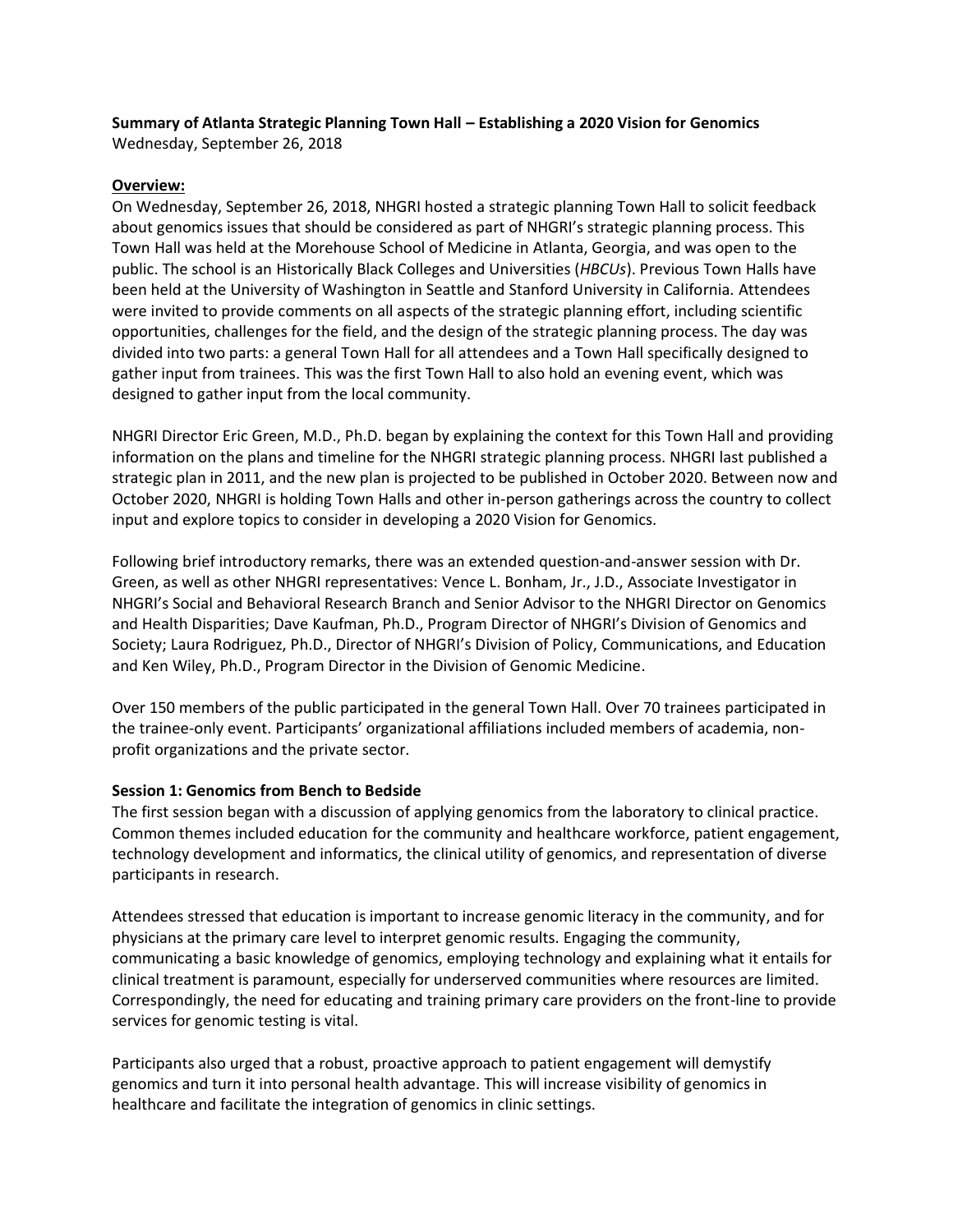**Summary of Atlanta Strategic Planning Town Hall – Establishing a 2020 Vision for Genomics**
Wednesday, September 26, 2018

## Overview:

On Wednesday, September 26, 2018, NHGRI hosted a strategic planning Town Hall to solicit feedback about genomics issues that should be considered as part of NHGRI's strategic planning process. This Town Hall was held at the Morehouse School of Medicine in Atlanta, Georgia, and was open to the public. The school is an Historically Black Colleges and Universities (*HBCUs*). Previous Town Halls have been held at the University of Washington in Seattle and Stanford University in California. Attendees were invited to provide comments on all aspects of the strategic planning effort, including scientific opportunities, challenges for the field, and the design of the strategic planning process. The day was divided into two parts: a general Town Hall for all attendees and a Town Hall specifically designed to gather input from trainees. This was the first Town Hall to also hold an evening event, which was designed to gather input from the local community.

NHGRI Director Eric Green, M.D., Ph.D. began by explaining the context for this Town Hall and providing information on the plans and timeline for the NHGRI strategic planning process. NHGRI last published a strategic plan in 2011, and the new plan is projected to be published in October 2020. Between now and October 2020, NHGRI is holding Town Halls and other in-person gatherings across the country to collect input and explore topics to consider in developing a 2020 Vision for Genomics.

Following brief introductory remarks, there was an extended question-and-answer session with Dr. Green, as well as other NHGRI representatives: Vence L. Bonham, Jr., J.D., Associate Investigator in NHGRI's Social and Behavioral Research Branch and Senior Advisor to the NHGRI Director on Genomics and Health Disparities; Dave Kaufman, Ph.D., Program Director of NHGRI's Division of Genomics and Society; Laura Rodriguez, Ph.D., Director of NHGRI's Division of Policy, Communications, and Education and Ken Wiley, Ph.D., Program Director in the Division of Genomic Medicine.

Over 150 members of the public participated in the general Town Hall. Over 70 trainees participated in the trainee-only event. Participants' organizational affiliations included members of academia, non-profit organizations and the private sector.

### Session 1: Genomics from Bench to Bedside

The first session began with a discussion of applying genomics from the laboratory to clinical practice. Common themes included education for the community and healthcare workforce, patient engagement, technology development and informatics, the clinical utility of genomics, and representation of diverse participants in research.

Attendees stressed that education is important to increase genomic literacy in the community, and for physicians at the primary care level to interpret genomic results. Engaging the community, communicating a basic knowledge of genomics, employing technology and explaining what it entails for clinical treatment is paramount, especially for underserved communities where resources are limited. Correspondingly, the need for educating and training primary care providers on the front-line to provide services for genomic testing is vital.

Participants also urged that a robust, proactive approach to patient engagement will demystify genomics and turn it into personal health advantage. This will increase visibility of genomics in healthcare and facilitate the integration of genomics in clinic settings.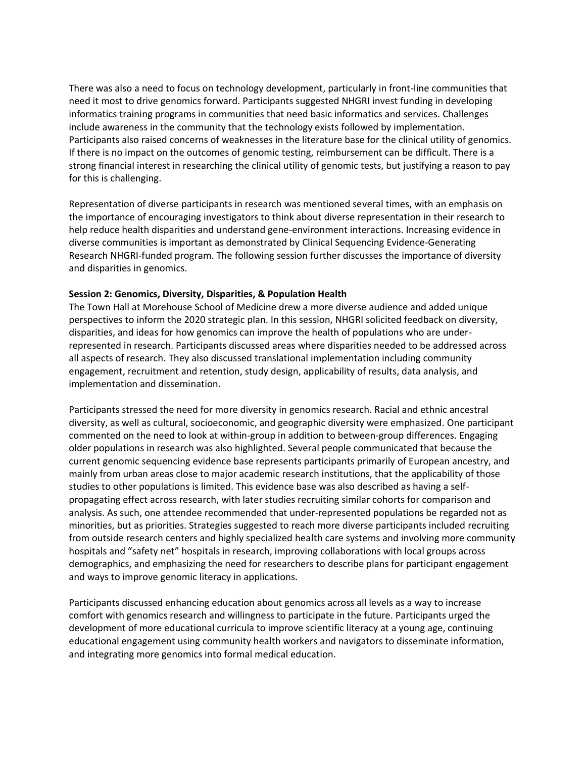There was also a need to focus on technology development, particularly in front-line communities that need it most to drive genomics forward. Participants suggested NHGRI invest funding in developing informatics training programs in communities that need basic informatics and services. Challenges include awareness in the community that the technology exists followed by implementation. Participants also raised concerns of weaknesses in the literature base for the clinical utility of genomics. If there is no impact on the outcomes of genomic testing, reimbursement can be difficult. There is a strong financial interest in researching the clinical utility of genomic tests, but justifying a reason to pay for this is challenging.

Representation of diverse participants in research was mentioned several times, with an emphasis on the importance of encouraging investigators to think about diverse representation in their research to help reduce health disparities and understand gene-environment interactions. Increasing evidence in diverse communities is important as demonstrated by Clinical Sequencing Evidence-Generating Research NHGRI-funded program. The following session further discusses the importance of diversity and disparities in genomics.

**Session 2: Genomics, Diversity, Disparities, & Population Health**

The Town Hall at Morehouse School of Medicine drew a more diverse audience and added unique perspectives to inform the 2020 strategic plan. In this session, NHGRI solicited feedback on diversity, disparities, and ideas for how genomics can improve the health of populations who are under-represented in research. Participants discussed areas where disparities needed to be addressed across all aspects of research. They also discussed translational implementation including community engagement, recruitment and retention, study design, applicability of results, data analysis, and implementation and dissemination.

Participants stressed the need for more diversity in genomics research. Racial and ethnic ancestral diversity, as well as cultural, socioeconomic, and geographic diversity were emphasized. One participant commented on the need to look at within-group in addition to between-group differences. Engaging older populations in research was also highlighted. Several people communicated that because the current genomic sequencing evidence base represents participants primarily of European ancestry, and mainly from urban areas close to major academic research institutions, that the applicability of those studies to other populations is limited. This evidence base was also described as having a self-propagating effect across research, with later studies recruiting similar cohorts for comparison and analysis. As such, one attendee recommended that under-represented populations be regarded not as minorities, but as priorities. Strategies suggested to reach more diverse participants included recruiting from outside research centers and highly specialized health care systems and involving more community hospitals and "safety net" hospitals in research, improving collaborations with local groups across demographics, and emphasizing the need for researchers to describe plans for participant engagement and ways to improve genomic literacy in applications.

Participants discussed enhancing education about genomics across all levels as a way to increase comfort with genomics research and willingness to participate in the future. Participants urged the development of more educational curricula to improve scientific literacy at a young age, continuing educational engagement using community health workers and navigators to disseminate information, and integrating more genomics into formal medical education.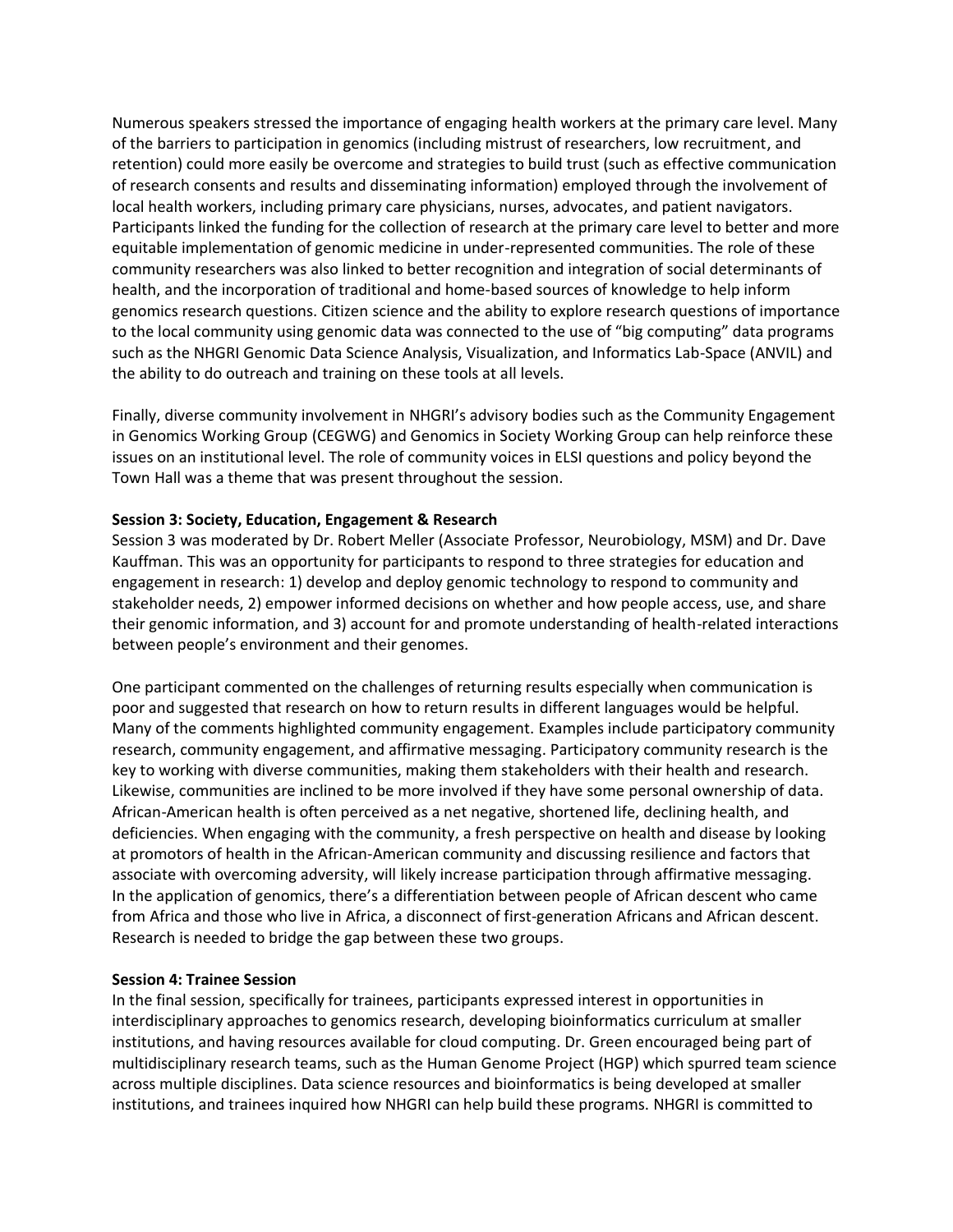Numerous speakers stressed the importance of engaging health workers at the primary care level. Many of the barriers to participation in genomics (including mistrust of researchers, low recruitment, and retention) could more easily be overcome and strategies to build trust (such as effective communication of research consents and results and disseminating information) employed through the involvement of local health workers, including primary care physicians, nurses, advocates, and patient navigators. Participants linked the funding for the collection of research at the primary care level to better and more equitable implementation of genomic medicine in under-represented communities. The role of these community researchers was also linked to better recognition and integration of social determinants of health, and the incorporation of traditional and home-based sources of knowledge to help inform genomics research questions. Citizen science and the ability to explore research questions of importance to the local community using genomic data was connected to the use of "big computing" data programs such as the NHGRI Genomic Data Science Analysis, Visualization, and Informatics Lab-Space (ANVIL) and the ability to do outreach and training on these tools at all levels.

Finally, diverse community involvement in NHGRI's advisory bodies such as the Community Engagement in Genomics Working Group (CEGWG) and Genomics in Society Working Group can help reinforce these issues on an institutional level. The role of community voices in ELSI questions and policy beyond the Town Hall was a theme that was present throughout the session.

**Session 3: Society, Education, Engagement & Research**

Session 3 was moderated by Dr. Robert Meller (Associate Professor, Neurobiology, MSM) and Dr. Dave Kauffman. This was an opportunity for participants to respond to three strategies for education and engagement in research: 1) develop and deploy genomic technology to respond to community and stakeholder needs, 2) empower informed decisions on whether and how people access, use, and share their genomic information, and 3) account for and promote understanding of health-related interactions between people's environment and their genomes.

One participant commented on the challenges of returning results especially when communication is poor and suggested that research on how to return results in different languages would be helpful. Many of the comments highlighted community engagement. Examples include participatory community research, community engagement, and affirmative messaging. Participatory community research is the key to working with diverse communities, making them stakeholders with their health and research. Likewise, communities are inclined to be more involved if they have some personal ownership of data. African-American health is often perceived as a net negative, shortened life, declining health, and deficiencies. When engaging with the community, a fresh perspective on health and disease by looking at promotors of health in the African-American community and discussing resilience and factors that associate with overcoming adversity, will likely increase participation through affirmative messaging. In the application of genomics, there's a differentiation between people of African descent who came from Africa and those who live in Africa, a disconnect of first-generation Africans and African descent. Research is needed to bridge the gap between these two groups.

**Session 4: Trainee Session**

In the final session, specifically for trainees, participants expressed interest in opportunities in interdisciplinary approaches to genomics research, developing bioinformatics curriculum at smaller institutions, and having resources available for cloud computing. Dr. Green encouraged being part of multidisciplinary research teams, such as the Human Genome Project (HGP) which spurred team science across multiple disciplines. Data science resources and bioinformatics is being developed at smaller institutions, and trainees inquired how NHGRI can help build these programs. NHGRI is committed to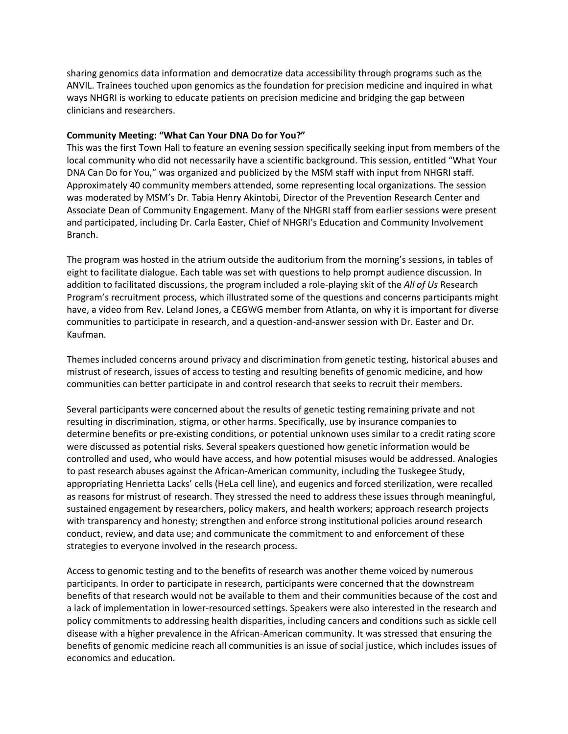sharing genomics data information and democratize data accessibility through programs such as the ANVIL. Trainees touched upon genomics as the foundation for precision medicine and inquired in what ways NHGRI is working to educate patients on precision medicine and bridging the gap between clinicians and researchers.

**Community Meeting: "What Can Your DNA Do for You?"**

This was the first Town Hall to feature an evening session specifically seeking input from members of the local community who did not necessarily have a scientific background. This session, entitled "What Your DNA Can Do for You," was organized and publicized by the MSM staff with input from NHGRI staff. Approximately 40 community members attended, some representing local organizations. The session was moderated by MSM's Dr. Tabia Henry Akintobi, Director of the Prevention Research Center and Associate Dean of Community Engagement. Many of the NHGRI staff from earlier sessions were present and participated, including Dr. Carla Easter, Chief of NHGRI's Education and Community Involvement Branch.

The program was hosted in the atrium outside the auditorium from the morning's sessions, in tables of eight to facilitate dialogue. Each table was set with questions to help prompt audience discussion. In addition to facilitated discussions, the program included a role-playing skit of the *All of Us* Research Program's recruitment process, which illustrated some of the questions and concerns participants might have, a video from Rev. Leland Jones, a CEGWG member from Atlanta, on why it is important for diverse communities to participate in research, and a question-and-answer session with Dr. Easter and Dr. Kaufman.

Themes included concerns around privacy and discrimination from genetic testing, historical abuses and mistrust of research, issues of access to testing and resulting benefits of genomic medicine, and how communities can better participate in and control research that seeks to recruit their members.

Several participants were concerned about the results of genetic testing remaining private and not resulting in discrimination, stigma, or other harms. Specifically, use by insurance companies to determine benefits or pre-existing conditions, or potential unknown uses similar to a credit rating score were discussed as potential risks. Several speakers questioned how genetic information would be controlled and used, who would have access, and how potential misuses would be addressed. Analogies to past research abuses against the African-American community, including the Tuskegee Study, appropriating Henrietta Lacks' cells (HeLa cell line), and eugenics and forced sterilization, were recalled as reasons for mistrust of research. They stressed the need to address these issues through meaningful, sustained engagement by researchers, policy makers, and health workers; approach research projects with transparency and honesty; strengthen and enforce strong institutional policies around research conduct, review, and data use; and communicate the commitment to and enforcement of these strategies to everyone involved in the research process.

Access to genomic testing and to the benefits of research was another theme voiced by numerous participants. In order to participate in research, participants were concerned that the downstream benefits of that research would not be available to them and their communities because of the cost and a lack of implementation in lower-resourced settings. Speakers were also interested in the research and policy commitments to addressing health disparities, including cancers and conditions such as sickle cell disease with a higher prevalence in the African-American community. It was stressed that ensuring the benefits of genomic medicine reach all communities is an issue of social justice, which includes issues of economics and education.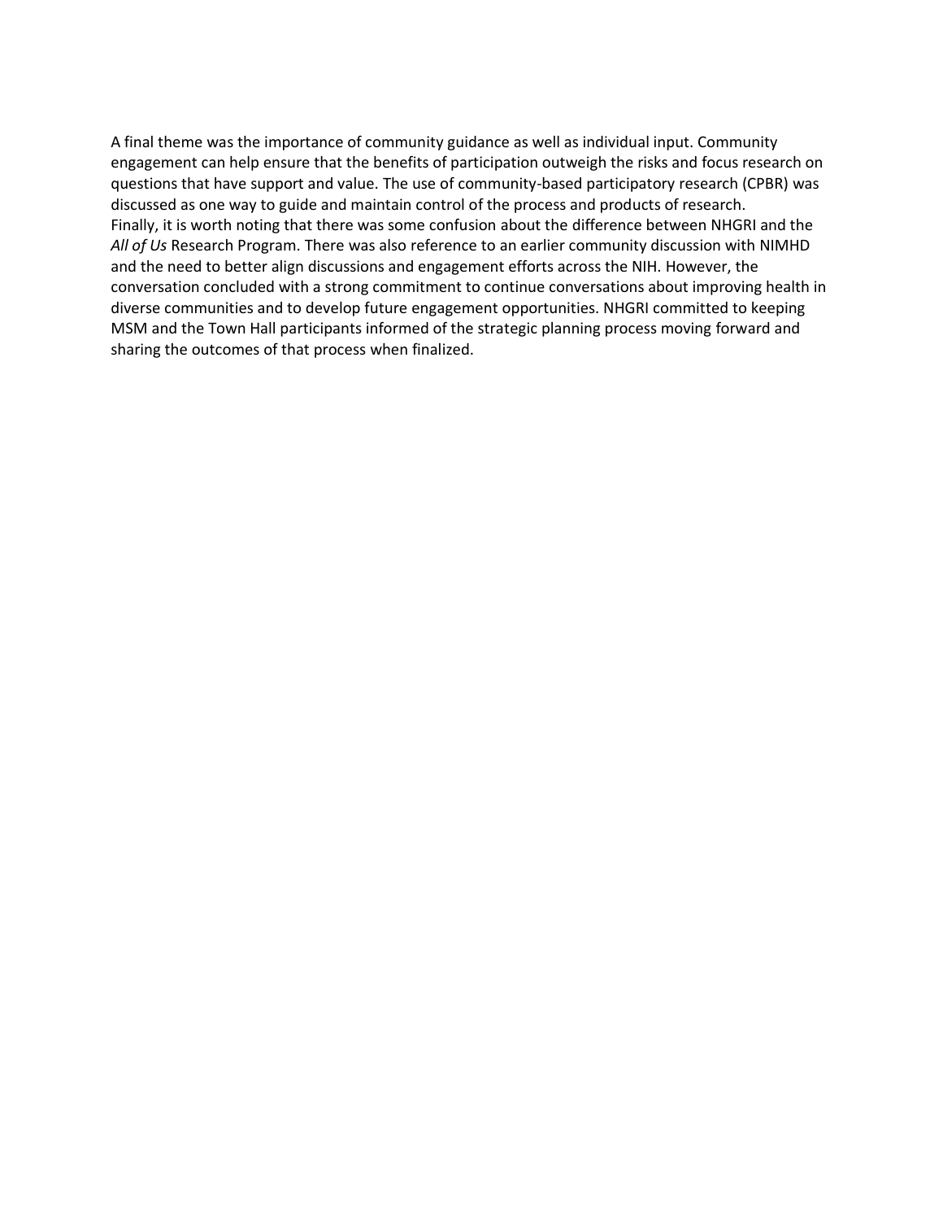A final theme was the importance of community guidance as well as individual input. Community engagement can help ensure that the benefits of participation outweigh the risks and focus research on questions that have support and value. The use of community-based participatory research (CPBR) was discussed as one way to guide and maintain control of the process and products of research.

Finally, it is worth noting that there was some confusion about the difference between NHGRI and the *All of Us* Research Program. There was also reference to an earlier community discussion with NIMHD and the need to better align discussions and engagement efforts across the NIH. However, the conversation concluded with a strong commitment to continue conversations about improving health in diverse communities and to develop future engagement opportunities. NHGRI committed to keeping MSM and the Town Hall participants informed of the strategic planning process moving forward and sharing the outcomes of that process when finalized.